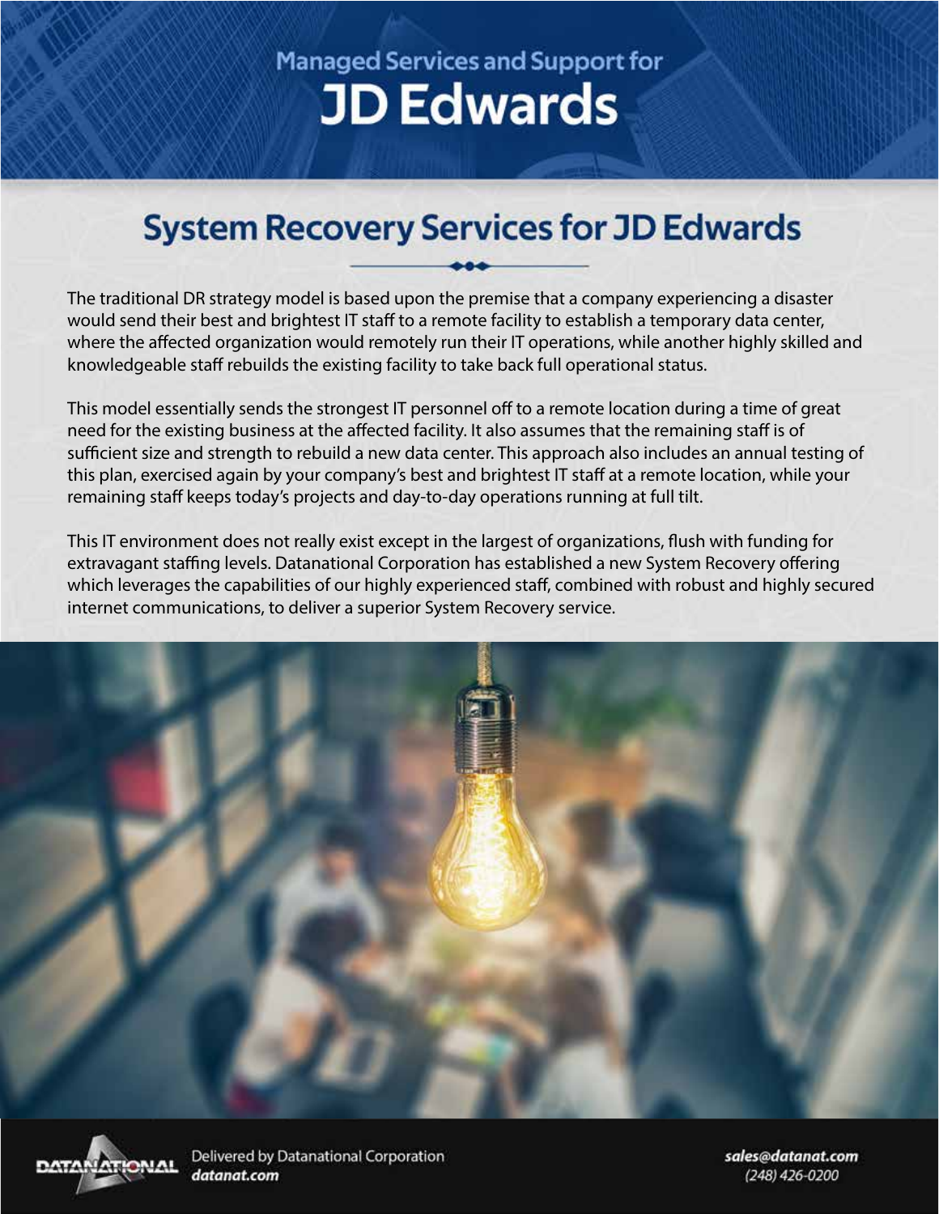Managed Services and Support for

# JD Edwards

## System Recovery Services for JD Edwards

The traditional DR strategy model is based upon the premise that a company experiencing a disaster would send their best and brightest IT staff to a remote facility to establish a temporary data center, where the affected organization would remotely run their IT operations, while another highly skilled and knowledgeable staff rebuilds the existing facility to take back full operational status.

This model essentially sends the strongest IT personnel off to a remote location during a time of great need for the existing business at the affected facility. It also assumes that the remaining staff is of sufficient size and strength to rebuild a new data center. This approach also includes an annual testing of this plan, exercised again by your company's best and brightest IT staff at a remote location, while your remaining staff keeps today's projects and day-to-day operations running at full tilt.

This IT environment does not really exist except in the largest of organizations, flush with funding for extravagant staffing levels. Datanational Corporation has established a new System Recovery offering which leverages the capabilities of our highly experienced staff, combined with robust and highly secured internet communications, to deliver a superior System Recovery service.

Delivered by Datanational Corporation
*datanat.com*

*sales@datanat.com*
*(248) 426-0200*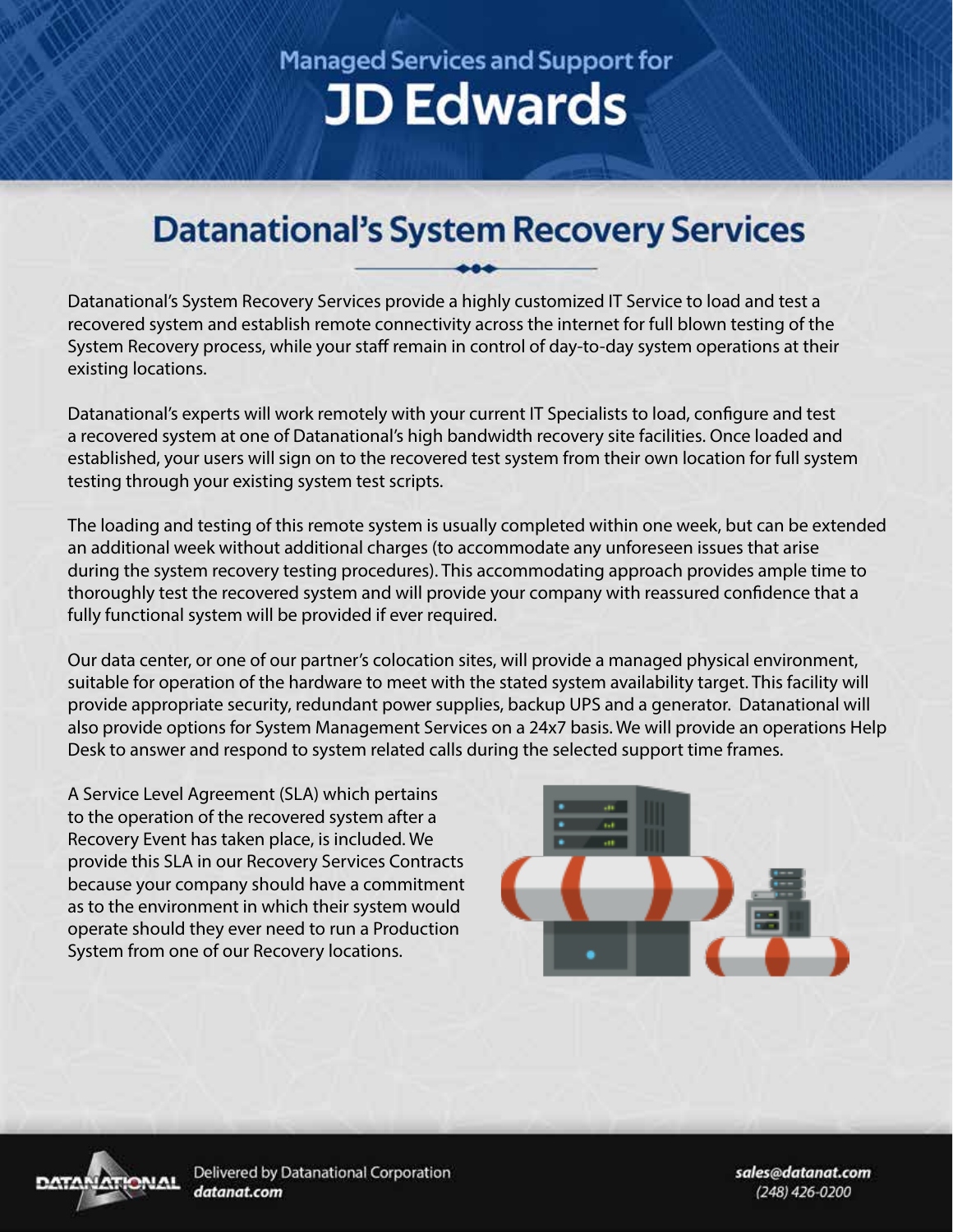Managed Services and Support for

# JD Edwards

## Datanational's System Recovery Services

Datanational's System Recovery Services provide a highly customized IT Service to load and test a recovered system and establish remote connectivity across the internet for full blown testing of the System Recovery process, while your staff remain in control of day-to-day system operations at their existing locations.

Datanational's experts will work remotely with your current IT Specialists to load, configure and test a recovered system at one of Datanational's high bandwidth recovery site facilities. Once loaded and established, your users will sign on to the recovered test system from their own location for full system testing through your existing system test scripts.

The loading and testing of this remote system is usually completed within one week, but can be extended an additional week without additional charges (to accommodate any unforeseen issues that arise during the system recovery testing procedures). This accommodating approach provides ample time to thoroughly test the recovered system and will provide your company with reassured confidence that a fully functional system will be provided if ever required.

Our data center, or one of our partner's colocation sites, will provide a managed physical environment, suitable for operation of the hardware to meet with the stated system availability target. This facility will provide appropriate security, redundant power supplies, backup UPS and a generator. Datanational will also provide options for System Management Services on a 24x7 basis. We will provide an operations Help Desk to answer and respond to system related calls during the selected support time frames.

A Service Level Agreement (SLA) which pertains to the operation of the recovered system after a Recovery Event has taken place, is included. We provide this SLA in our Recovery Services Contracts because your company should have a commitment as to the environment in which their system would operate should they ever need to run a Production System from one of our Recovery locations.

Delivered by Datanational Corporation
*datanat.com*

*sales@datanat.com*
*(248) 426-0200*